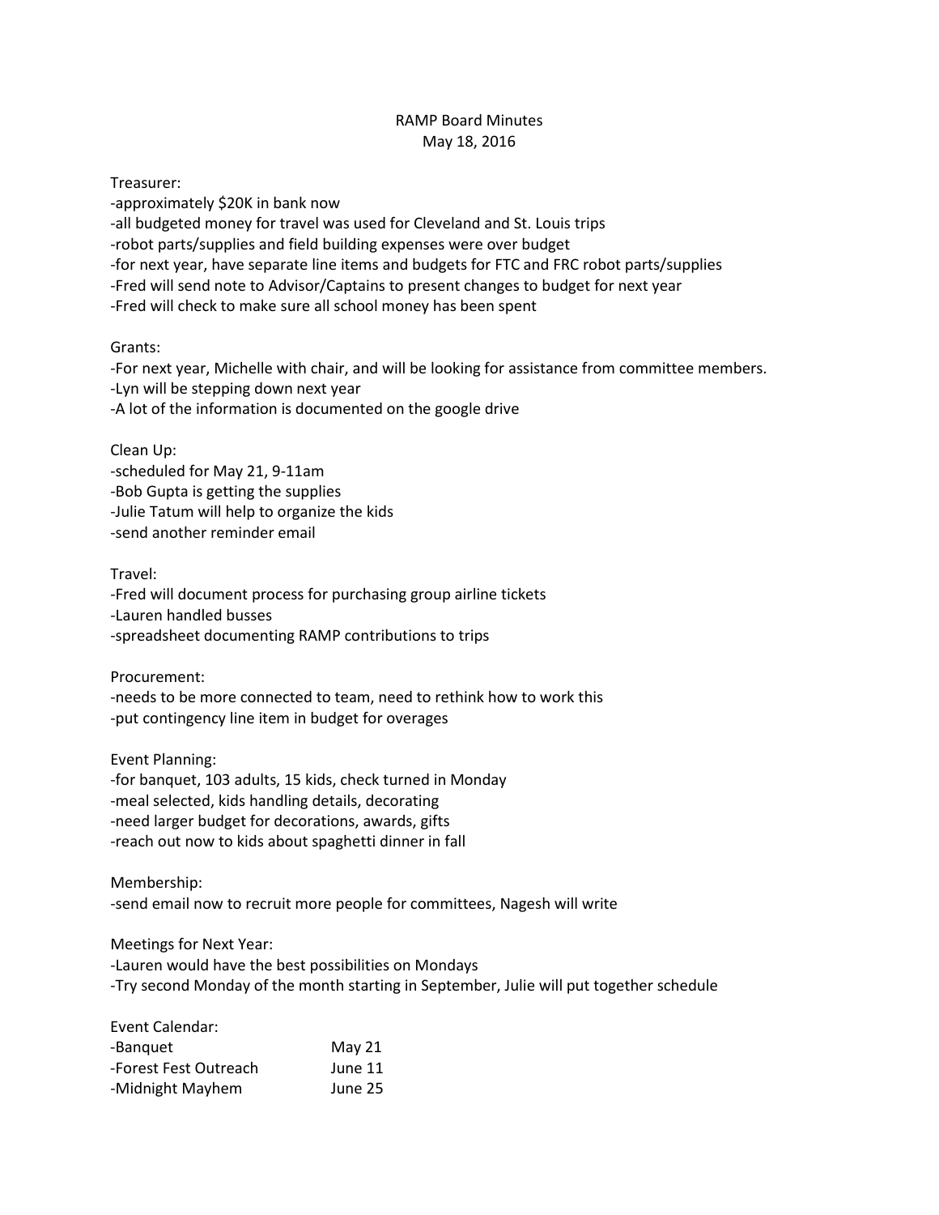# RAMP Board Minutes

May 18, 2016

Treasurer:

- approximately $20K in bank now
- all budgeted money for travel was used for Cleveland and St. Louis trips
- robot parts/supplies and field building expenses were over budget
- for next year, have separate line items and budgets for FTC and FRC robot parts/supplies
- Fred will send note to Advisor/Captains to present changes to budget for next year
- Fred will check to make sure all school money has been spent

Grants:

- For next year, Michelle with chair, and will be looking for assistance from committee members.
- Lyn will be stepping down next year
- A lot of the information is documented on the google drive

Clean Up:

- scheduled for May 21, 9-11am
- Bob Gupta is getting the supplies
- Julie Tatum will help to organize the kids
- send another reminder email

Travel:

- Fred will document process for purchasing group airline tickets
- Lauren handled busses
- spreadsheet documenting RAMP contributions to trips

Procurement:

- needs to be more connected to team, need to rethink how to work this
- put contingency line item in budget for overages

Event Planning:

- for banquet, 103 adults, 15 kids, check turned in Monday
- meal selected, kids handling details, decorating
- need larger budget for decorations, awards, gifts
- reach out now to kids about spaghetti dinner in fall

Membership:

- send email now to recruit more people for committees, Nagesh will write

Meetings for Next Year:

- Lauren would have the best possibilities on Mondays
- Try second Monday of the month starting in September, Julie will put together schedule

Event Calendar:

| | |
|---|---|
| -Banquet | May 21 |
| -Forest Fest Outreach | June 11 |
| -Midnight Mayhem | June 25 |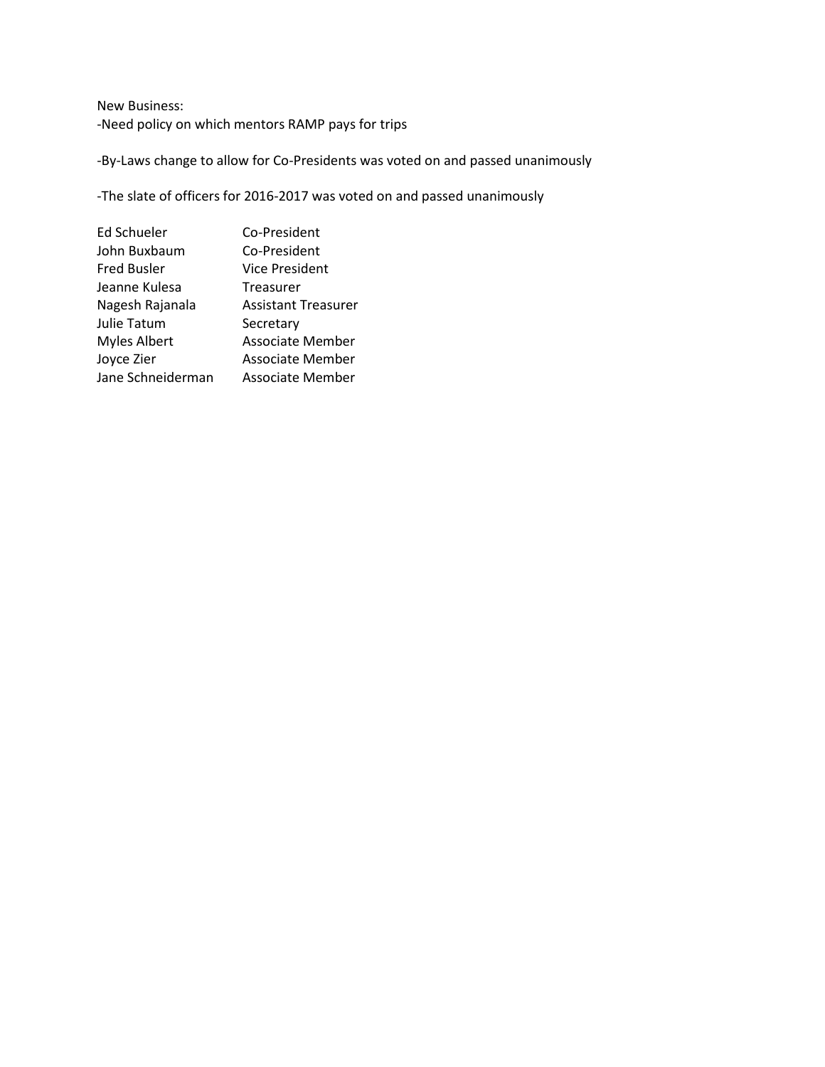New Business:
-Need policy on which mentors RAMP pays for trips

-By-Laws change to allow for Co-Presidents was voted on and passed unanimously

-The slate of officers for 2016-2017 was voted on and passed unanimously

| | |
|---|---|
| Ed Schueler | Co-President |
| John Buxbaum | Co-President |
| Fred Busler | Vice President |
| Jeanne Kulesa | Treasurer |
| Nagesh Rajanala | Assistant Treasurer |
| Julie Tatum | Secretary |
| Myles Albert | Associate Member |
| Joyce Zier | Associate Member |
| Jane Schneiderman | Associate Member |